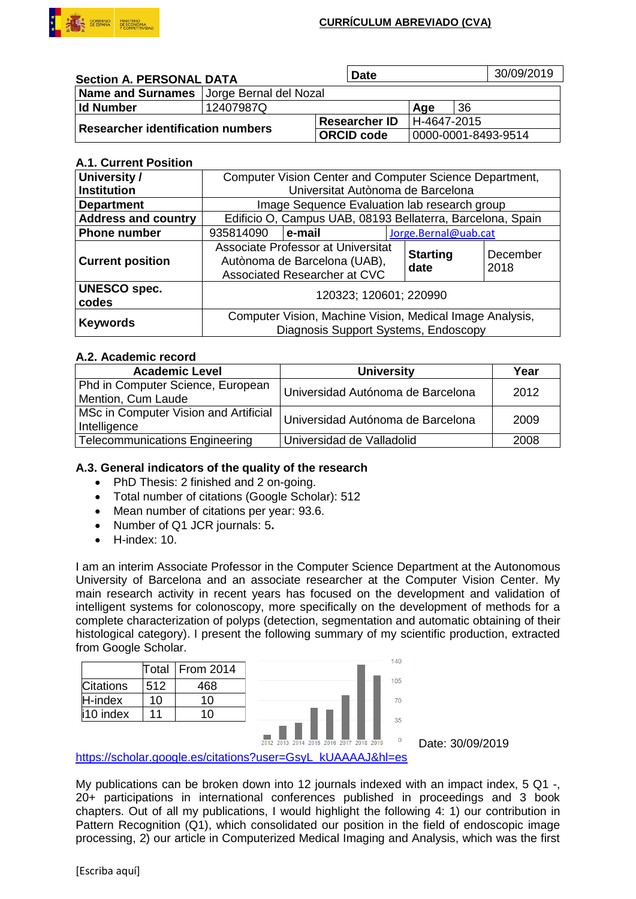# CURRÍCULUM ABREVIADO (CVA)

## Section A. PERSONAL DATA

| **Date** | 30/09/2019 |
|---|---|

| | | | |
|---|---|---|---|
| **Name and Surnames** | Jorge Bernal del Nozal | | |
| **Id Number** | 12407987Q | **Age** | 36 |
| **Researcher identification numbers** | **Researcher ID** | H-4647-2015 | |
| | **ORCID code** | 0000-0001-8493-9514 | |

### A.1. Current Position

| | | | |
|---|---|---|---|
| **University / Institution** | Computer Vision Center and Computer Science Department, Universitat Autònoma de Barcelona | | |
| **Department** | Image Sequence Evaluation lab research group | | |
| **Address and country** | Edificio O, Campus UAB, 08193 Bellaterra, Barcelona, Spain | | |
| **Phone number** | 935814090 | **e-mail** | Jorge.Bernal@uab.cat |
| **Current position** | Associate Professor at Universitat Autònoma de Barcelona (UAB), Associated Researcher at CVC | **Starting date** | December 2018 |
| **UNESCO spec. codes** | 120323; 120601; 220990 | | |
| **Keywords** | Computer Vision, Machine Vision, Medical Image Analysis, Diagnosis Support Systems, Endoscopy | | |

### A.2. Academic record

| Academic Level | University | Year |
|---|---|---|
| Phd in Computer Science, European Mention, Cum Laude | Universidad Autónoma de Barcelona | 2012 |
| MSc in Computer Vision and Artificial Intelligence | Universidad Autónoma de Barcelona | 2009 |
| Telecommunications Engineering | Universidad de Valladolid | 2008 |

### A.3. General indicators of the quality of the research

- PhD Thesis: 2 finished and 2 on-going.
- Total number of citations (Google Scholar): 512
- Mean number of citations per year: 93.6.
- Number of Q1 JCR journals: 5**.**
- H-index: 10.

I am an interim Associate Professor in the Computer Science Department at the Autonomous University of Barcelona and an associate researcher at the Computer Vision Center. My main research activity in recent years has focused on the development and validation of intelligent systems for colonoscopy, more specifically on the development of methods for a complete characterization of polyps (detection, segmentation and automatic obtaining of their histological category). I present the following summary of my scientific production, extracted from Google Scholar.

| | Total | From 2014 |
|---|---|---|
| Citations | 512 | 468 |
| H-index | 10 | 10 |
| i10 index | 11 | 10 |

Date: 30/09/2019

https://scholar.google.es/citations?user=GsyL_kUAAAAJ&hl=es

My publications can be broken down into 12 journals indexed with an impact index, 5 Q1 -, 20+ participations in international conferences published in proceedings and 3 book chapters. Out of all my publications, I would highlight the following 4: 1) our contribution in Pattern Recognition (Q1), which consolidated our position in the field of endoscopic image processing, 2) our article in Computerized Medical Imaging and Analysis, which was the first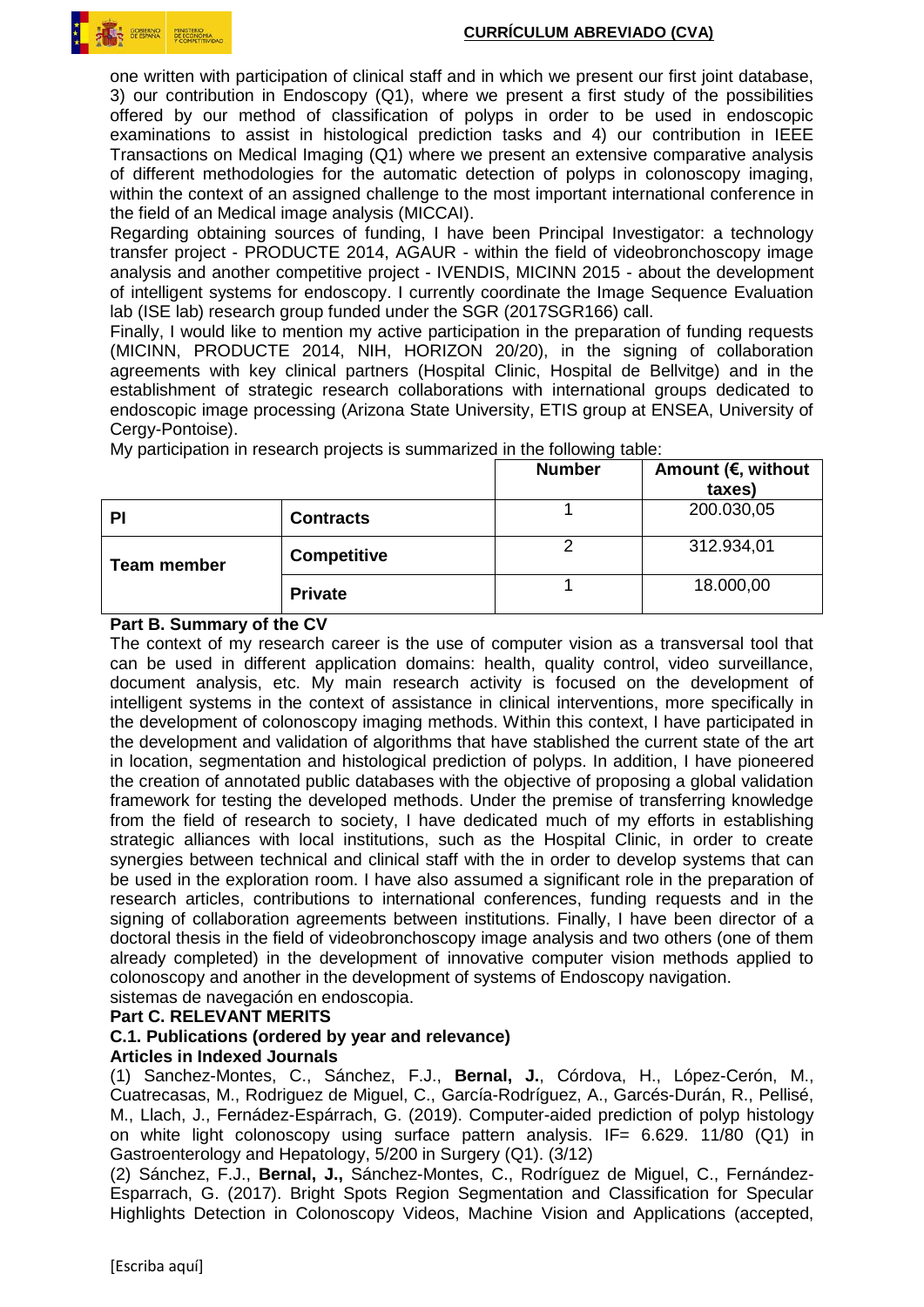one written with participation of clinical staff and in which we present our first joint database, 3) our contribution in Endoscopy (Q1), where we present a first study of the possibilities offered by our method of classification of polyps in order to be used in endoscopic examinations to assist in histological prediction tasks and 4) our contribution in IEEE Transactions on Medical Imaging (Q1) where we present an extensive comparative analysis of different methodologies for the automatic detection of polyps in colonoscopy imaging, within the context of an assigned challenge to the most important international conference in the field of an Medical image analysis (MICCAI).

Regarding obtaining sources of funding, I have been Principal Investigator: a technology transfer project - PRODUCTE 2014, AGAUR - within the field of videobronchoscopy image analysis and another competitive project - IVENDIS, MICINN 2015 - about the development of intelligent systems for endoscopy. I currently coordinate the Image Sequence Evaluation lab (ISE lab) research group funded under the SGR (2017SGR166) call.

Finally, I would like to mention my active participation in the preparation of funding requests (MICINN, PRODUCTE 2014, NIH, HORIZON 20/20), in the signing of collaboration agreements with key clinical partners (Hospital Clinic, Hospital de Bellvitge) and in the establishment of strategic research collaborations with international groups dedicated to endoscopic image processing (Arizona State University, ETIS group at ENSEA, University of Cergy-Pontoise).

My participation in research projects is summarized in the following table:

| | | **Number** | **Amount (€, without taxes)** |
|---|---|---|---|
| **PI** | **Contracts** | 1 | 200.030,05 |
| **Team member** | **Competitive** | 2 | 312.934,01 |
| | **Private** | 1 | 18.000,00 |

**Part B. Summary of the CV**

The context of my research career is the use of computer vision as a transversal tool that can be used in different application domains: health, quality control, video surveillance, document analysis, etc. My main research activity is focused on the development of intelligent systems in the context of assistance in clinical interventions, more specifically in the development of colonoscopy imaging methods. Within this context, I have participated in the development and validation of algorithms that have stablished the current state of the art in location, segmentation and histological prediction of polyps. In addition, I have pioneered the creation of annotated public databases with the objective of proposing a global validation framework for testing the developed methods. Under the premise of transferring knowledge from the field of research to society, I have dedicated much of my efforts in establishing strategic alliances with local institutions, such as the Hospital Clinic, in order to create synergies between technical and clinical staff with the in order to develop systems that can be used in the exploration room. I have also assumed a significant role in the preparation of research articles, contributions to international conferences, funding requests and in the signing of collaboration agreements between institutions. Finally, I have been director of a doctoral thesis in the field of videobronchoscopy image analysis and two others (one of them already completed) in the development of innovative computer vision methods applied to colonoscopy and another in the development of systems of Endoscopy navigation.
sistemas de navegación en endoscopia.

**Part C. RELEVANT MERITS**

**C.1. Publications (ordered by year and relevance)**

**Articles in Indexed Journals**

(1) Sanchez-Montes, C., Sánchez, F.J., **Bernal, J.**, Córdova, H., López-Cerón, M., Cuatrecasas, M., Rodriguez de Miguel, C., García-Rodríguez, A., Garcés-Durán, R., Pellisé, M., Llach, J., Fernádez-Espárrach, G. (2019). Computer-aided prediction of polyp histology on white light colonoscopy using surface pattern analysis. IF= 6.629. 11/80 (Q1) in Gastroenterology and Hepatology, 5/200 in Surgery (Q1). (3/12)

(2) Sánchez, F.J., **Bernal, J.,** Sánchez-Montes, C., Rodríguez de Miguel, C., Fernández-Esparrach, G. (2017). Bright Spots Region Segmentation and Classification for Specular Highlights Detection in Colonoscopy Videos, Machine Vision and Applications (accepted,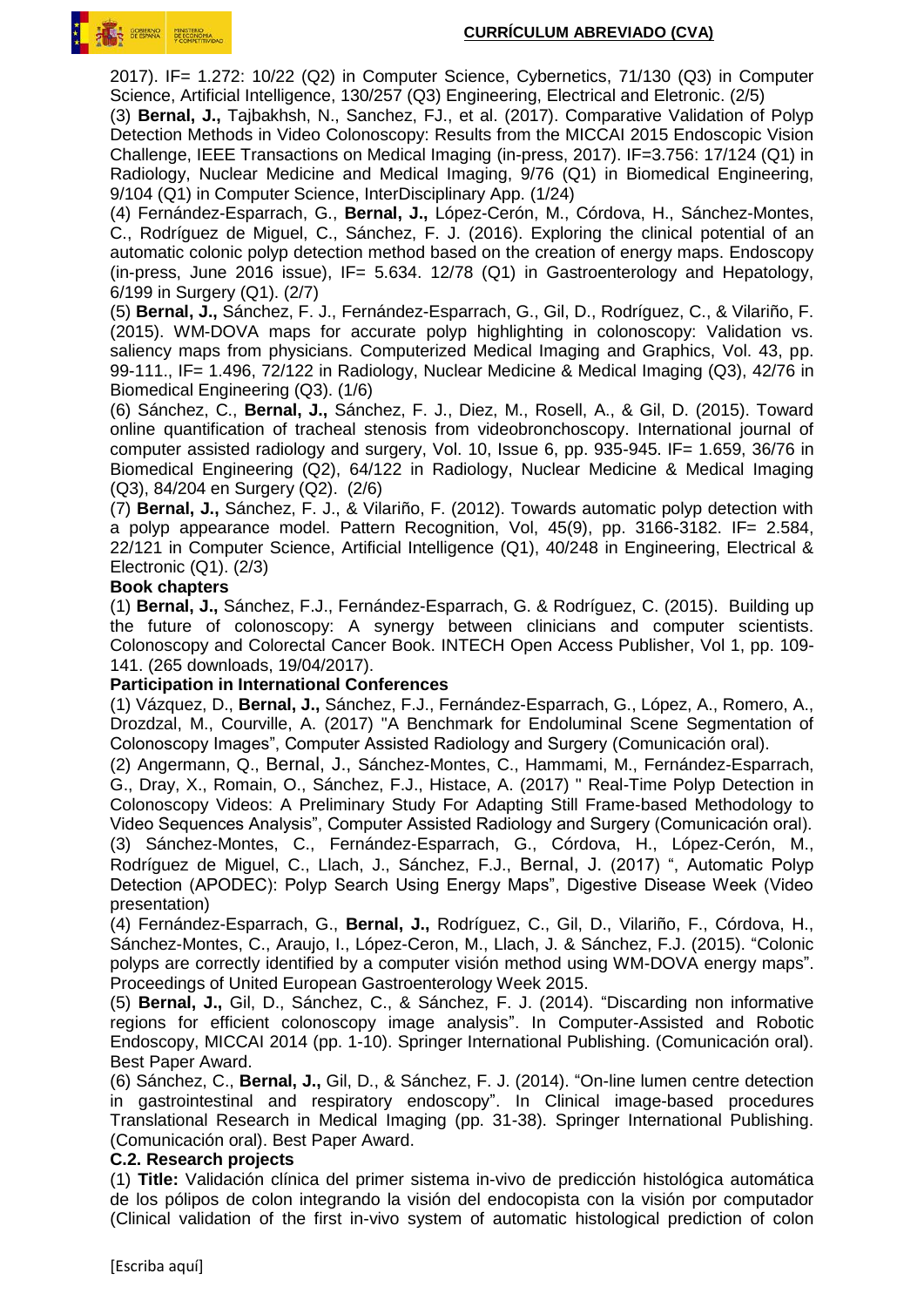2017). IF= 1.272: 10/22 (Q2) in Computer Science, Cybernetics, 71/130 (Q3) in Computer Science, Artificial Intelligence, 130/257 (Q3) Engineering, Electrical and Eletronic. (2/5)

(3) **Bernal, J.,** Tajbakhsh, N., Sanchez, FJ., et al. (2017). Comparative Validation of Polyp Detection Methods in Video Colonoscopy: Results from the MICCAI 2015 Endoscopic Vision Challenge, IEEE Transactions on Medical Imaging (in-press, 2017). IF=3.756: 17/124 (Q1) in Radiology, Nuclear Medicine and Medical Imaging, 9/76 (Q1) in Biomedical Engineering, 9/104 (Q1) in Computer Science, InterDisciplinary App. (1/24)

(4) Fernández-Esparrach, G., **Bernal, J.,** López-Cerón, M., Córdova, H., Sánchez-Montes, C., Rodríguez de Miguel, C., Sánchez, F. J. (2016). Exploring the clinical potential of an automatic colonic polyp detection method based on the creation of energy maps. Endoscopy (in-press, June 2016 issue), IF= 5.634. 12/78 (Q1) in Gastroenterology and Hepatology, 6/199 in Surgery (Q1). (2/7)

(5) **Bernal, J.,** Sánchez, F. J., Fernández-Esparrach, G., Gil, D., Rodríguez, C., & Vilariño, F. (2015). WM-DOVA maps for accurate polyp highlighting in colonoscopy: Validation vs. saliency maps from physicians. Computerized Medical Imaging and Graphics, Vol. 43, pp. 99-111., IF= 1.496, 72/122 in Radiology, Nuclear Medicine & Medical Imaging (Q3), 42/76 in Biomedical Engineering (Q3). (1/6)

(6) Sánchez, C., **Bernal, J.,** Sánchez, F. J., Diez, M., Rosell, A., & Gil, D. (2015). Toward online quantification of tracheal stenosis from videobronchoscopy. International journal of computer assisted radiology and surgery, Vol. 10, Issue 6, pp. 935-945. IF= 1.659, 36/76 in Biomedical Engineering (Q2), 64/122 in Radiology, Nuclear Medicine & Medical Imaging (Q3), 84/204 en Surgery (Q2). (2/6)

(7) **Bernal, J.,** Sánchez, F. J., & Vilariño, F. (2012). Towards automatic polyp detection with a polyp appearance model. Pattern Recognition, Vol, 45(9), pp. 3166-3182. IF= 2.584, 22/121 in Computer Science, Artificial Intelligence (Q1), 40/248 in Engineering, Electrical & Electronic (Q1). (2/3)

**Book chapters**

(1) **Bernal, J.,** Sánchez, F.J., Fernández-Esparrach, G. & Rodríguez, C. (2015). Building up the future of colonoscopy: A synergy between clinicians and computer scientists. Colonoscopy and Colorectal Cancer Book. INTECH Open Access Publisher, Vol 1, pp. 109-141. (265 downloads, 19/04/2017).

**Participation in International Conferences**

(1) Vázquez, D., **Bernal, J.,** Sánchez, F.J., Fernández-Esparrach, G., López, A., Romero, A., Drozdzal, M., Courville, A. (2017) "A Benchmark for Endoluminal Scene Segmentation of Colonoscopy Images", Computer Assisted Radiology and Surgery (Comunicación oral).

(2) Angermann, Q., Bernal, J., Sánchez-Montes, C., Hammami, M., Fernández-Esparrach, G., Dray, X., Romain, O., Sánchez, F.J., Histace, A. (2017) " Real-Time Polyp Detection in Colonoscopy Videos: A Preliminary Study For Adapting Still Frame-based Methodology to Video Sequences Analysis", Computer Assisted Radiology and Surgery (Comunicación oral).

(3) Sánchez-Montes, C., Fernández-Esparrach, G., Córdova, H., López-Cerón, M., Rodríguez de Miguel, C., Llach, J., Sánchez, F.J., Bernal, J. (2017) ", Automatic Polyp Detection (APODEC): Polyp Search Using Energy Maps", Digestive Disease Week (Video presentation)

(4) Fernández-Esparrach, G., **Bernal, J.,** Rodríguez, C., Gil, D., Vilariño, F., Córdova, H., Sánchez-Montes, C., Araujo, I., López-Ceron, M., Llach, J. & Sánchez, F.J. (2015). "Colonic polyps are correctly identified by a computer visión method using WM-DOVA energy maps". Proceedings of United European Gastroenterology Week 2015.

(5) **Bernal, J.,** Gil, D., Sánchez, C., & Sánchez, F. J. (2014). "Discarding non informative regions for efficient colonoscopy image analysis". In Computer-Assisted and Robotic Endoscopy, MICCAI 2014 (pp. 1-10). Springer International Publishing. (Comunicación oral). Best Paper Award.

(6) Sánchez, C., **Bernal, J.,** Gil, D., & Sánchez, F. J. (2014). "On-line lumen centre detection in gastrointestinal and respiratory endoscopy". In Clinical image-based procedures Translational Research in Medical Imaging (pp. 31-38). Springer International Publishing. (Comunicación oral). Best Paper Award.

**C.2. Research projects**

(1) **Title:** Validación clínica del primer sistema in-vivo de predicción histológica automática de los pólipos de colon integrando la visión del endocopista con la visión por computador (Clinical validation of the first in-vivo system of automatic histological prediction of colon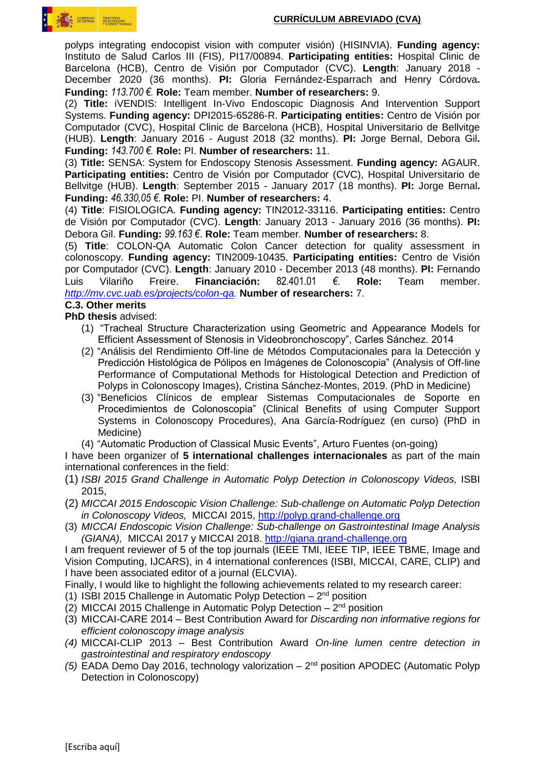polyps integrating endocopist vision with computer visión) (HISINVIA). **Funding agency:** Instituto de Salud Carlos III (FIS), PI17/00894. **Participating entities:** Hospital Clinic de Barcelona (HCB), Centro de Visión por Computador (CVC). **Length**: January 2018 - December 2020 (36 months). **PI:** Gloria Fernández-Esparrach and Henry Córdova**. Funding:** *113.700 €.* **Role:** Team member. **Number of researchers:** 9.

(2) **Title:** iVENDIS: Intelligent In-Vivo Endoscopic Diagnosis And Intervention Support Systems. **Funding agency:** DPI2015-65286-R. **Participating entities:** Centro de Visión por Computador (CVC), Hospital Clinic de Barcelona (HCB), Hospital Universitario de Bellvitge (HUB). **Length**: January 2016 - August 2018 (32 months). **PI:** Jorge Bernal, Debora Gil**. Funding:** *143.700 €.* **Role:** PI. **Number of researchers:** 11.

(3) **Title:** SENSA: System for Endoscopy Stenosis Assessment. **Funding agency:** AGAUR. **Participating entities:** Centro de Visión por Computador (CVC), Hospital Universitario de Bellvitge (HUB). **Length**: September 2015 - January 2017 (18 months). **PI:** Jorge Bernal**. Funding:** *46.330,05 €.* **Role:** PI. **Number of researchers:** 4.

(4) **Title**: FISIOLOGICA. **Funding agency:** TIN2012-33116. **Participating entities:** Centro de Visión por Computador (CVC). **Length**: January 2013 - January 2016 (36 months). **PI:** Debora Gil. **Funding:** *99.163 €.* **Role:** Team member. **Number of researchers:** 8.

(5) **Title**: COLON-QA Automatic Colon Cancer detection for quality assessment in colonoscopy. **Funding agency:** TIN2009-10435. **Participating entities:** Centro de Visión por Computador (CVC). **Length**: January 2010 - December 2013 (48 months). **PI:** Fernando Luis Vilariño Freire. **Financiación:** 82.401.01 €. **Role:** Team member. *http://mv.cvc.uab.es/projects/colon-qa.* **Number of researchers:** 7.

**C.3. Other merits**

**PhD thesis** advised:

(1) "Tracheal Structure Characterization using Geometric and Appearance Models for Efficient Assessment of Stenosis in Videobronchoscopy", Carles Sánchez. 2014
(2) "Análisis del Rendimiento Off-line de Métodos Computacionales para la Detección y Predicción Histológica de Pólipos en Imágenes de Colonoscopia" (Analysis of Off-line Performance of Computational Methods for Histological Detection and Prediction of Polyps in Colonoscopy Images), Cristina Sánchez-Montes, 2019. (PhD in Medicine)
(3) "Beneficios Clínicos de emplear Sistemas Computacionales de Soporte en Procedimientos de Colonoscopia" (Clinical Benefits of using Computer Support Systems in Colonoscopy Procedures), Ana García-Rodríguez (en curso) (PhD in Medicine)
(4) "Automatic Production of Classical Music Events", Arturo Fuentes (on-going)

I have been organizer of **5 international challenges internacionales** as part of the main international conferences in the field:

(1) *ISBI 2015 Grand Challenge in Automatic Polyp Detection in Colonoscopy Videos,* ISBI 2015,
(2) *MICCAI 2015 Endoscopic Vision Challenge: Sub-challenge on Automatic Polyp Detection in Colonoscopy Videos,* MICCAI 2015, http://polyp.grand-challenge.org
(3) *MICCAI Endoscopic Vision Challenge: Sub-challenge on Gastrointestinal Image Analysis (GIANA),* MICCAI 2017 y MICCAI 2018. http://giana.grand-challenge.org

I am frequent reviewer of 5 of the top journals (IEEE TMI, IEEE TIP, IEEE TBME, Image and Vision Computing, IJCARS), in 4 international conferences (ISBI, MICCAI, CARE, CLIP) and I have been associated editor of a journal (ELCVIA).

Finally, I would like to highlight the following achievements related to my research career:

(1) ISBI 2015 Challenge in Automatic Polyp Detection – 2nd position
(2) MICCAI 2015 Challenge in Automatic Polyp Detection – 2nd position
(3) MICCAI-CARE 2014 – Best Contribution Award for *Discarding non informative regions for efficient colonoscopy image analysis*
*(4)* MICCAI-CLIP 2013 – Best Contribution Award *On-line lumen centre detection in gastrointestinal and respiratory endoscopy*
*(5)* EADA Demo Day 2016, technology valorization – 2nd position APODEC (Automatic Polyp Detection in Colonoscopy)